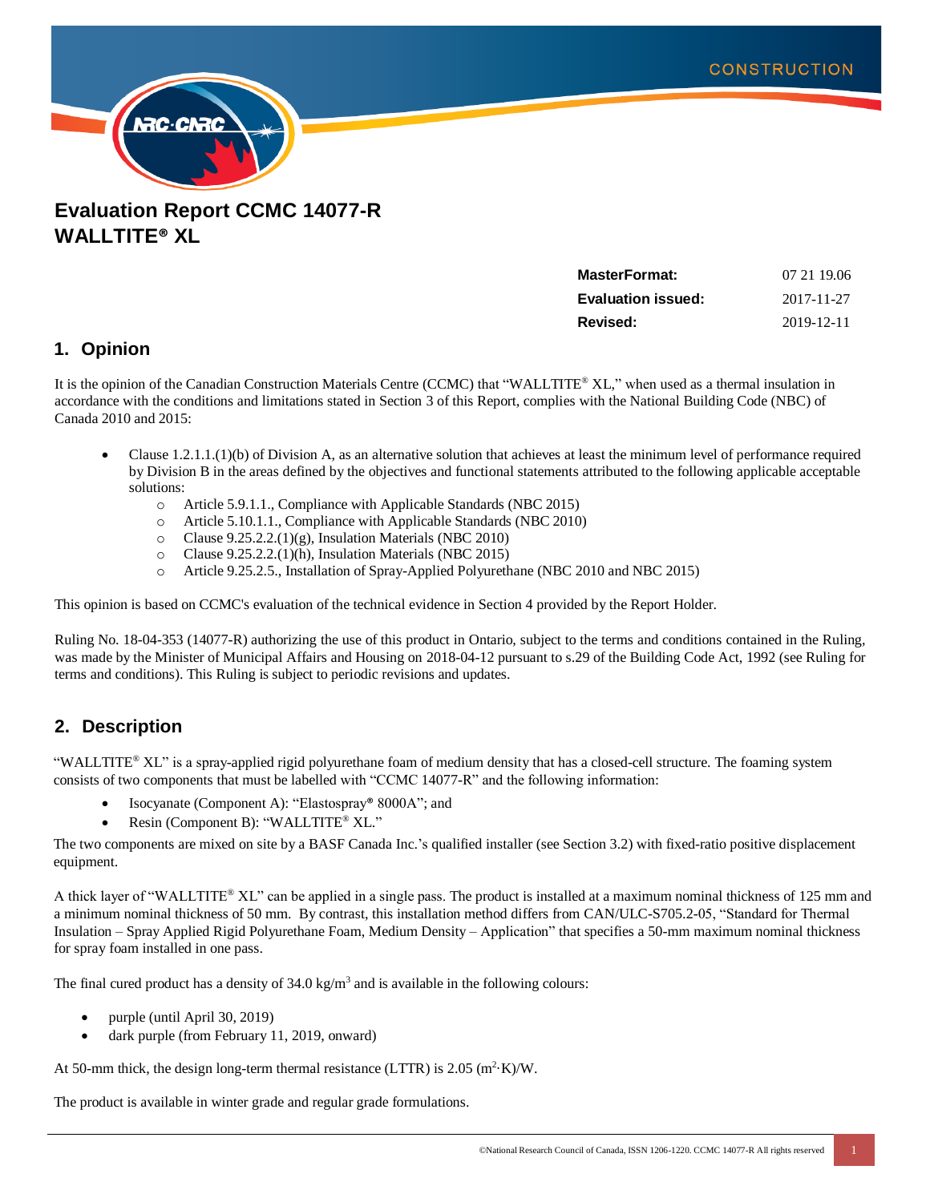# Evaluation Report CCMC 14077-R
# WALLTITE® XL

| **MasterFormat:** | 07 21 19.06 |
|---|---|
| **Evaluation issued:** | 2017-11-27 |
| **Revised:** | 2019-12-11 |

## 1. Opinion

It is the opinion of the Canadian Construction Materials Centre (CCMC) that "WALLTITE® XL," when used as a thermal insulation in accordance with the conditions and limitations stated in Section 3 of this Report, complies with the National Building Code (NBC) of Canada 2010 and 2015:

- Clause 1.2.1.1.(1)(b) of Division A, as an alternative solution that achieves at least the minimum level of performance required by Division B in the areas defined by the objectives and functional statements attributed to the following applicable acceptable solutions:
    - Article 5.9.1.1., Compliance with Applicable Standards (NBC 2015)
    - Article 5.10.1.1., Compliance with Applicable Standards (NBC 2010)
    - Clause 9.25.2.2.(1)(g), Insulation Materials (NBC 2010)
    - Clause 9.25.2.2.(1)(h), Insulation Materials (NBC 2015)
    - Article 9.25.2.5., Installation of Spray-Applied Polyurethane (NBC 2010 and NBC 2015)

This opinion is based on CCMC's evaluation of the technical evidence in Section 4 provided by the Report Holder.

Ruling No. 18-04-353 (14077-R) authorizing the use of this product in Ontario, subject to the terms and conditions contained in the Ruling, was made by the Minister of Municipal Affairs and Housing on 2018-04-12 pursuant to s.29 of the Building Code Act, 1992 (see Ruling for terms and conditions). This Ruling is subject to periodic revisions and updates.

## 2. Description

"WALLTITE® XL" is a spray-applied rigid polyurethane foam of medium density that has a closed-cell structure. The foaming system consists of two components that must be labelled with "CCMC 14077-R" and the following information:

- Isocyanate (Component A): "Elastospray® 8000A"; and
- Resin (Component B): "WALLTITE® XL."

The two components are mixed on site by a BASF Canada Inc.'s qualified installer (see Section 3.2) with fixed-ratio positive displacement equipment.

A thick layer of "WALLTITE® XL" can be applied in a single pass. The product is installed at a maximum nominal thickness of 125 mm and a minimum nominal thickness of 50 mm. By contrast, this installation method differs from CAN/ULC-S705.2-05, "Standard for Thermal Insulation – Spray Applied Rigid Polyurethane Foam, Medium Density – Application" that specifies a 50-mm maximum nominal thickness for spray foam installed in one pass.

The final cured product has a density of 34.0 kg/m$^3$ and is available in the following colours:

- purple (until April 30, 2019)
- dark purple (from February 11, 2019, onward)

At 50-mm thick, the design long-term thermal resistance (LTTR) is 2.05 (m$^2$·K)/W.

The product is available in winter grade and regular grade formulations.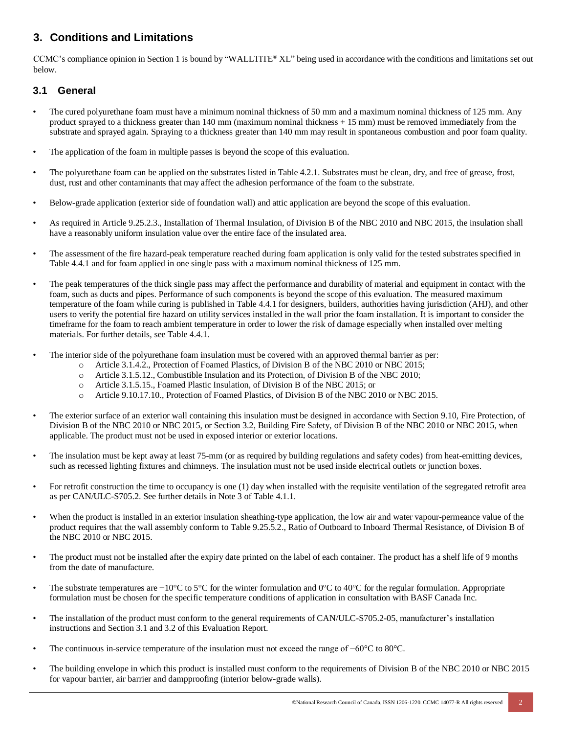## 3. Conditions and Limitations

CCMC's compliance opinion in Section 1 is bound by "WALLTITE® XL" being used in accordance with the conditions and limitations set out below.

### 3.1 General

- The cured polyurethane foam must have a minimum nominal thickness of 50 mm and a maximum nominal thickness of 125 mm. Any product sprayed to a thickness greater than 140 mm (maximum nominal thickness + 15 mm) must be removed immediately from the substrate and sprayed again. Spraying to a thickness greater than 140 mm may result in spontaneous combustion and poor foam quality.
- The application of the foam in multiple passes is beyond the scope of this evaluation.
- The polyurethane foam can be applied on the substrates listed in Table 4.2.1. Substrates must be clean, dry, and free of grease, frost, dust, rust and other contaminants that may affect the adhesion performance of the foam to the substrate.
- Below-grade application (exterior side of foundation wall) and attic application are beyond the scope of this evaluation.
- As required in Article 9.25.2.3., Installation of Thermal Insulation, of Division B of the NBC 2010 and NBC 2015, the insulation shall have a reasonably uniform insulation value over the entire face of the insulated area.
- The assessment of the fire hazard-peak temperature reached during foam application is only valid for the tested substrates specified in Table 4.4.1 and for foam applied in one single pass with a maximum nominal thickness of 125 mm.
- The peak temperatures of the thick single pass may affect the performance and durability of material and equipment in contact with the foam, such as ducts and pipes. Performance of such components is beyond the scope of this evaluation. The measured maximum temperature of the foam while curing is published in Table 4.4.1 for designers, builders, authorities having jurisdiction (AHJ), and other users to verify the potential fire hazard on utility services installed in the wall prior the foam installation. It is important to consider the timeframe for the foam to reach ambient temperature in order to lower the risk of damage especially when installed over melting materials. For further details, see Table 4.4.1.
- The interior side of the polyurethane foam insulation must be covered with an approved thermal barrier as per:
  - Article 3.1.4.2., Protection of Foamed Plastics, of Division B of the NBC 2010 or NBC 2015;
  - Article 3.1.5.12., Combustible Insulation and its Protection, of Division B of the NBC 2010;
  - Article 3.1.5.15., Foamed Plastic Insulation, of Division B of the NBC 2015; or
  - Article 9.10.17.10., Protection of Foamed Plastics, of Division B of the NBC 2010 or NBC 2015.
- The exterior surface of an exterior wall containing this insulation must be designed in accordance with Section 9.10, Fire Protection, of Division B of the NBC 2010 or NBC 2015, or Section 3.2, Building Fire Safety, of Division B of the NBC 2010 or NBC 2015, when applicable. The product must not be used in exposed interior or exterior locations.
- The insulation must be kept away at least 75-mm (or as required by building regulations and safety codes) from heat-emitting devices, such as recessed lighting fixtures and chimneys. The insulation must not be used inside electrical outlets or junction boxes.
- For retrofit construction the time to occupancy is one (1) day when installed with the requisite ventilation of the segregated retrofit area as per CAN/ULC-S705.2. See further details in Note 3 of Table 4.1.1.
- When the product is installed in an exterior insulation sheathing-type application, the low air and water vapour-permeance value of the product requires that the wall assembly conform to Table 9.25.5.2., Ratio of Outboard to Inboard Thermal Resistance, of Division B of the NBC 2010 or NBC 2015.
- The product must not be installed after the expiry date printed on the label of each container. The product has a shelf life of 9 months from the date of manufacture.
- The substrate temperatures are −10°C to 5°C for the winter formulation and 0°C to 40°C for the regular formulation. Appropriate formulation must be chosen for the specific temperature conditions of application in consultation with BASF Canada Inc.
- The installation of the product must conform to the general requirements of CAN/ULC-S705.2-05, manufacturer's installation instructions and Section 3.1 and 3.2 of this Evaluation Report.
- The continuous in-service temperature of the insulation must not exceed the range of −60°C to 80°C.
- The building envelope in which this product is installed must conform to the requirements of Division B of the NBC 2010 or NBC 2015 for vapour barrier, air barrier and dampproofing (interior below-grade walls).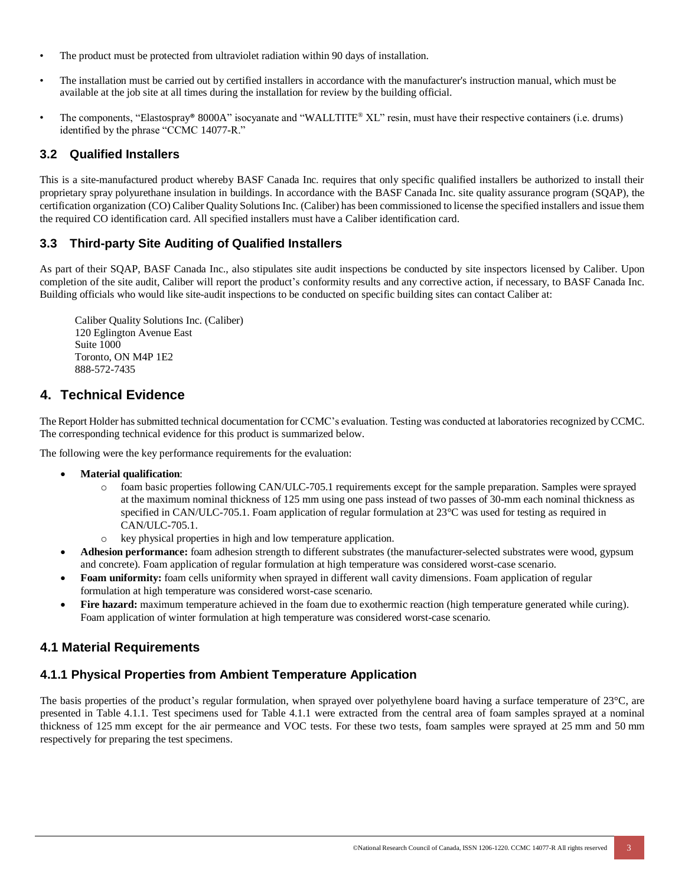- The product must be protected from ultraviolet radiation within 90 days of installation.
- The installation must be carried out by certified installers in accordance with the manufacturer's instruction manual, which must be available at the job site at all times during the installation for review by the building official.
- The components, "Elastospray® 8000A" isocyanate and "WALLTITE® XL" resin, must have their respective containers (i.e. drums) identified by the phrase "CCMC 14077-R."

### 3.2 Qualified Installers

This is a site-manufactured product whereby BASF Canada Inc. requires that only specific qualified installers be authorized to install their proprietary spray polyurethane insulation in buildings. In accordance with the BASF Canada Inc. site quality assurance program (SQAP), the certification organization (CO) Caliber Quality Solutions Inc. (Caliber) has been commissioned to license the specified installers and issue them the required CO identification card. All specified installers must have a Caliber identification card.

### 3.3 Third-party Site Auditing of Qualified Installers

As part of their SQAP, BASF Canada Inc., also stipulates site audit inspections be conducted by site inspectors licensed by Caliber. Upon completion of the site audit, Caliber will report the product's conformity results and any corrective action, if necessary, to BASF Canada Inc. Building officials who would like site-audit inspections to be conducted on specific building sites can contact Caliber at:

Caliber Quality Solutions Inc. (Caliber)
120 Eglington Avenue East
Suite 1000
Toronto, ON M4P 1E2
888-572-7435

## 4. Technical Evidence

The Report Holder has submitted technical documentation for CCMC's evaluation. Testing was conducted at laboratories recognized by CCMC. The corresponding technical evidence for this product is summarized below.

The following were the key performance requirements for the evaluation:

- **Material qualification**:
  - foam basic properties following CAN/ULC-705.1 requirements except for the sample preparation. Samples were sprayed at the maximum nominal thickness of 125 mm using one pass instead of two passes of 30-mm each nominal thickness as specified in CAN/ULC-705.1. Foam application of regular formulation at 23°C was used for testing as required in CAN/ULC-705.1.
  - key physical properties in high and low temperature application.
- **Adhesion performance:** foam adhesion strength to different substrates (the manufacturer-selected substrates were wood, gypsum and concrete). Foam application of regular formulation at high temperature was considered worst-case scenario.
- **Foam uniformity:** foam cells uniformity when sprayed in different wall cavity dimensions. Foam application of regular formulation at high temperature was considered worst-case scenario.
- **Fire hazard:** maximum temperature achieved in the foam due to exothermic reaction (high temperature generated while curing). Foam application of winter formulation at high temperature was considered worst-case scenario.

### 4.1 Material Requirements

### 4.1.1 Physical Properties from Ambient Temperature Application

The basis properties of the product's regular formulation, when sprayed over polyethylene board having a surface temperature of 23°C, are presented in Table 4.1.1. Test specimens used for Table 4.1.1 were extracted from the central area of foam samples sprayed at a nominal thickness of 125 mm except for the air permeance and VOC tests. For these two tests, foam samples were sprayed at 25 mm and 50 mm respectively for preparing the test specimens.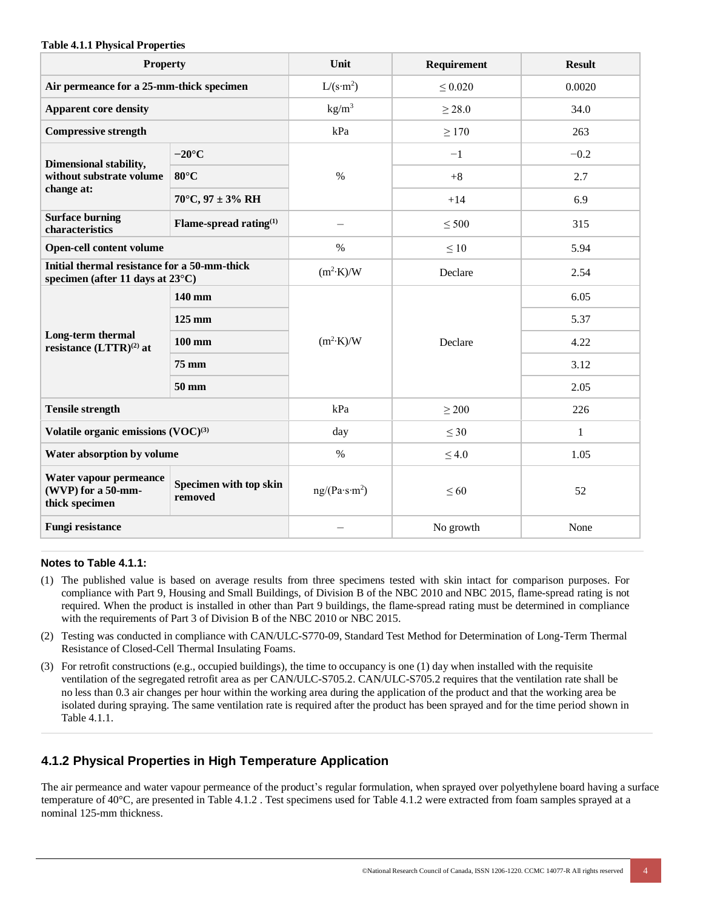**Table 4.1.1 Physical Properties**

| Property | | Unit | Requirement | Result |
|---|---|---|---|---|
| **Air permeance for a 25-mm-thick specimen** | | L/(s·m$^2$) | ≤ 0.020 | 0.0020 |
| **Apparent core density** | | kg/m$^3$ | ≥ 28.0 | 34.0 |
| **Compressive strength** | | kPa | ≥ 170 | 263 |
| **Dimensional stability, without substrate volume change at:** | **−20°C** | % | −1 | −0.2 |
| | **80°C** | | +8 | 2.7 |
| | **70°C, 97 ± 3% RH** | | +14 | 6.9 |
| **Surface burning characteristics** | **Flame-spread rating[1]** | – | ≤ 500 | 315 |
| **Open-cell content volume** | | % | ≤ 10 | 5.94 |
| **Initial thermal resistance for a 50-mm-thick specimen (after 11 days at 23°C)** | | (m$^2$·K)/W | Declare | 2.54 |
| **Long-term thermal resistance (LTTR)[2] at** | **140 mm** | (m$^2$·K)/W | Declare | 6.05 |
| | **125 mm** | | | 5.37 |
| | **100 mm** | | | 4.22 |
| | **75 mm** | | | 3.12 |
| | **50 mm** | | | 2.05 |
| **Tensile strength** | | kPa | ≥ 200 | 226 |
| **Volatile organic emissions (VOC)[3]** | | day | ≤ 30 | 1 |
| **Water absorption by volume** | | % | ≤ 4.0 | 1.05 |
| **Water vapour permeance (WVP) for a 50-mm-thick specimen** | **Specimen with top skin removed** | ng/(Pa·s·m$^2$) | ≤ 60 | 52 |
| **Fungi resistance** | | – | No growth | None |

**Notes to Table 4.1.1:**

(1) The published value is based on average results from three specimens tested with skin intact for comparison purposes. For compliance with Part 9, Housing and Small Buildings, of Division B of the NBC 2010 and NBC 2015, flame-spread rating is not required. When the product is installed in other than Part 9 buildings, the flame-spread rating must be determined in compliance with the requirements of Part 3 of Division B of the NBC 2010 or NBC 2015.

(2) Testing was conducted in compliance with CAN/ULC-S770-09, Standard Test Method for Determination of Long-Term Thermal Resistance of Closed-Cell Thermal Insulating Foams.

(3) For retrofit constructions (e.g., occupied buildings), the time to occupancy is one (1) day when installed with the requisite ventilation of the segregated retrofit area as per CAN/ULC-S705.2. CAN/ULC-S705.2 requires that the ventilation rate shall be no less than 0.3 air changes per hour within the working area during the application of the product and that the working area be isolated during spraying. The same ventilation rate is required after the product has been sprayed and for the time period shown in Table 4.1.1.

## 4.1.2 Physical Properties in High Temperature Application

The air permeance and water vapour permeance of the product's regular formulation, when sprayed over polyethylene board having a surface temperature of 40°C, are presented in Table 4.1.2 . Test specimens used for Table 4.1.2 were extracted from foam samples sprayed at a nominal 125-mm thickness.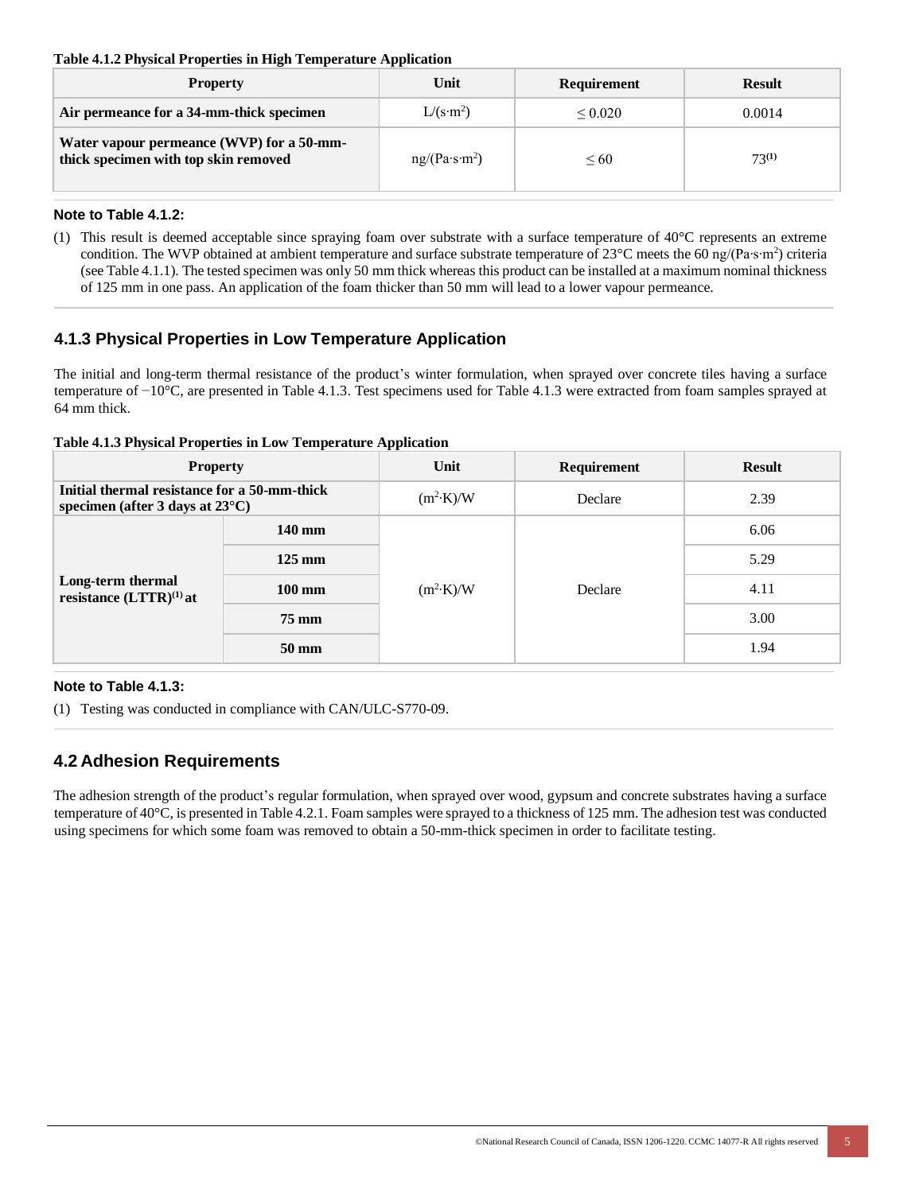**Table 4.1.2 Physical Properties in High Temperature Application**

| Property | Unit | Requirement | Result |
|---|---|---|---|
| **Air permeance for a 34-mm-thick specimen** | $L/(s \cdot m^2)$ | ≤ 0.020 | 0.0014 |
| **Water vapour permeance (WVP) for a 50-mm-thick specimen with top skin removed** | $ng/(Pa \cdot s \cdot m^2)$ | ≤ 60 | 73[(1)] |

#### Note to Table 4.1.2:

(1) This result is deemed acceptable since spraying foam over substrate with a surface temperature of 40°C represents an extreme condition. The WVP obtained at ambient temperature and surface substrate temperature of 23°C meets the 60 $ng/(Pa \cdot s \cdot m^2)$ criteria (see Table 4.1.1). The tested specimen was only 50 mm thick whereas this product can be installed at a maximum nominal thickness of 125 mm in one pass. An application of the foam thicker than 50 mm will lead to a lower vapour permeance.

### 4.1.3 Physical Properties in Low Temperature Application

The initial and long-term thermal resistance of the product's winter formulation, when sprayed over concrete tiles having a surface temperature of −10°C, are presented in Table 4.1.3. Test specimens used for Table 4.1.3 were extracted from foam samples sprayed at 64 mm thick.

**Table 4.1.3 Physical Properties in Low Temperature Application**

| Property | | Unit | Requirement | Result |
|---|---|---|---|---|
| **Initial thermal resistance for a 50-mm-thick specimen (after 3 days at 23°C)** | | $(m^2 \cdot K)/W$ | Declare | 2.39 |
| **Long-term thermal resistance (LTTR)[(1)] at** | **140 mm** | $(m^2 \cdot K)/W$ | Declare | 6.06 |
| | **125 mm** | | | 5.29 |
| | **100 mm** | | | 4.11 |
| | **75 mm** | | | 3.00 |
| | **50 mm** | | | 1.94 |

#### Note to Table 4.1.3:

(1) Testing was conducted in compliance with CAN/ULC-S770-09.

## 4.2 Adhesion Requirements

The adhesion strength of the product's regular formulation, when sprayed over wood, gypsum and concrete substrates having a surface temperature of 40°C, is presented in Table 4.2.1. Foam samples were sprayed to a thickness of 125 mm. The adhesion test was conducted using specimens for which some foam was removed to obtain a 50-mm-thick specimen in order to facilitate testing.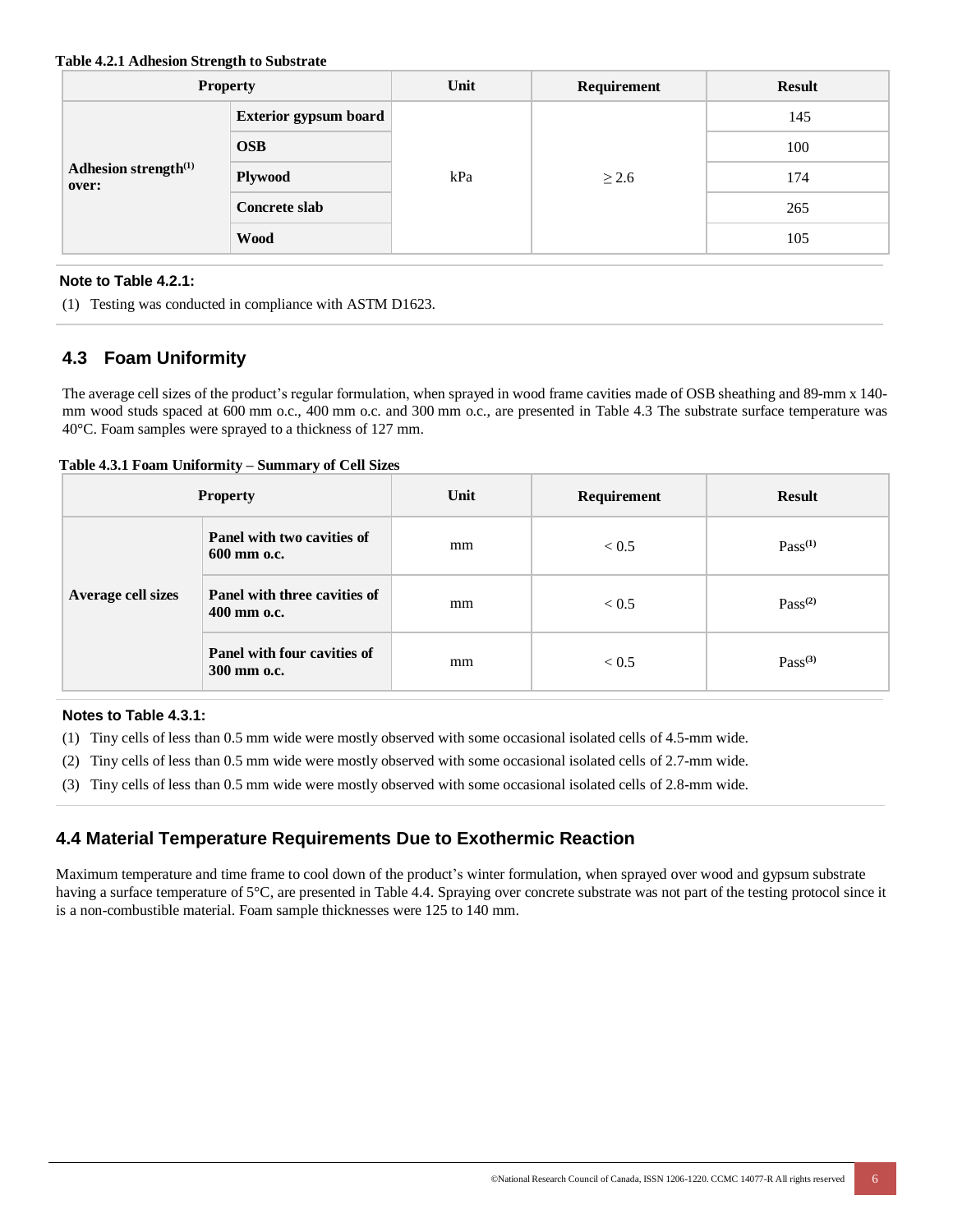**Table 4.2.1 Adhesion Strength to Substrate**

| Property | | Unit | Requirement | Result |
|---|---|---|---|---|
| Adhesion strength[(1)] over: | Exterior gypsum board | kPa | ≥ 2.6 | 145 |
| | OSB | | | 100 |
| | Plywood | | | 174 |
| | Concrete slab | | | 265 |
| | Wood | | | 105 |

**Note to Table 4.2.1:**

(1) Testing was conducted in compliance with ASTM D1623.

## 4.3 Foam Uniformity

The average cell sizes of the product's regular formulation, when sprayed in wood frame cavities made of OSB sheathing and 89-mm x 140-mm wood studs spaced at 600 mm o.c., 400 mm o.c. and 300 mm o.c., are presented in Table 4.3 The substrate surface temperature was 40°C. Foam samples were sprayed to a thickness of 127 mm.

**Table 4.3.1 Foam Uniformity – Summary of Cell Sizes**

| Property | | Unit | Requirement | Result |
|---|---|---|---|---|
| Average cell sizes | Panel with two cavities of 600 mm o.c. | mm | < 0.5 | Pass[(1)] |
| | Panel with three cavities of 400 mm o.c. | mm | < 0.5 | Pass[(2)] |
| | Panel with four cavities of 300 mm o.c. | mm | < 0.5 | Pass[(3)] |

**Notes to Table 4.3.1:**

(1) Tiny cells of less than 0.5 mm wide were mostly observed with some occasional isolated cells of 4.5-mm wide.

(2) Tiny cells of less than 0.5 mm wide were mostly observed with some occasional isolated cells of 2.7-mm wide.

(3) Tiny cells of less than 0.5 mm wide were mostly observed with some occasional isolated cells of 2.8-mm wide.

## 4.4 Material Temperature Requirements Due to Exothermic Reaction

Maximum temperature and time frame to cool down of the product's winter formulation, when sprayed over wood and gypsum substrate having a surface temperature of 5°C, are presented in Table 4.4. Spraying over concrete substrate was not part of the testing protocol since it is a non-combustible material. Foam sample thicknesses were 125 to 140 mm.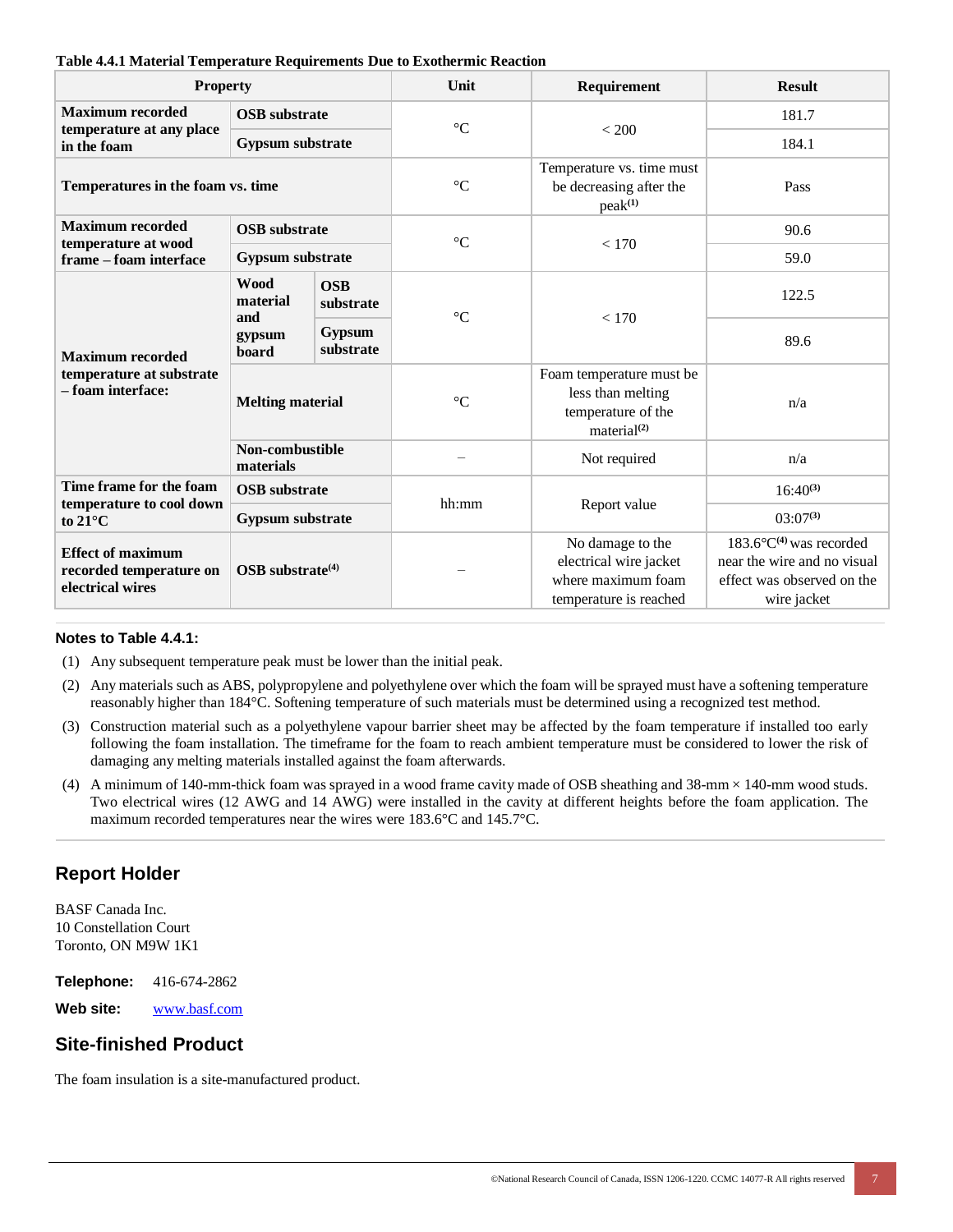**Table 4.4.1 Material Temperature Requirements Due to Exothermic Reaction**

| Property | | | Unit | Requirement | Result |
|---|---|---|---|---|---|
| **Maximum recorded temperature at any place in the foam** | **OSB substrate** | | °C | < 200 | 181.7 |
| | **Gypsum substrate** | | | | 184.1 |
| **Temperatures in the foam vs. time** | | | °C | Temperature vs. time must be decreasing after the peak(1) | Pass |
| **Maximum recorded temperature at wood frame – foam interface** | **OSB substrate** | | °C | < 170 | 90.6 |
| | **Gypsum substrate** | | | | 59.0 |
| **Maximum recorded temperature at substrate – foam interface:** | **Wood material and gypsum board** | **OSB substrate** | °C | < 170 | 122.5 |
| | | **Gypsum substrate** | | | 89.6 |
| | **Melting material** | | °C | Foam temperature must be less than melting temperature of the material(2) | n/a |
| | **Non-combustible materials** | | – | Not required | n/a |
| **Time frame for the foam temperature to cool down to 21°C** | **OSB substrate** | | hh:mm | Report value | 16:40(3) |
| | **Gypsum substrate** | | | | 03:07(3) |
| **Effect of maximum recorded temperature on electrical wires** | **OSB substrate(4)** | | – | No damage to the electrical wire jacket where maximum foam temperature is reached | 183.6°C(4) was recorded near the wire and no visual effect was observed on the wire jacket |

**Notes to Table 4.4.1:**

1. Any subsequent temperature peak must be lower than the initial peak.
2. Any materials such as ABS, polypropylene and polyethylene over which the foam will be sprayed must have a softening temperature reasonably higher than 184°C. Softening temperature of such materials must be determined using a recognized test method.
3. Construction material such as a polyethylene vapour barrier sheet may be affected by the foam temperature if installed too early following the foam installation. The timeframe for the foam to reach ambient temperature must be considered to lower the risk of damaging any melting materials installed against the foam afterwards.
4. A minimum of 140-mm-thick foam was sprayed in a wood frame cavity made of OSB sheathing and 38-mm × 140-mm wood studs. Two electrical wires (12 AWG and 14 AWG) were installed in the cavity at different heights before the foam application. The maximum recorded temperatures near the wires were 183.6°C and 145.7°C.

## Report Holder

BASF Canada Inc.
10 Constellation Court
Toronto, ON M9W 1K1

**Telephone:** 416-674-2862

**Web site:** www.basf.com

## Site-finished Product

The foam insulation is a site-manufactured product.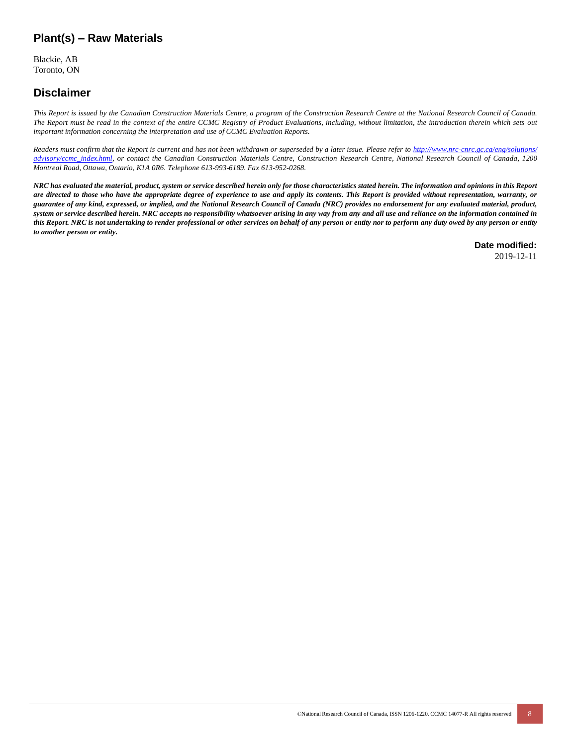## Plant(s) – Raw Materials

Blackie, AB
Toronto, ON

## Disclaimer

*This Report is issued by the Canadian Construction Materials Centre, a program of the Construction Research Centre at the National Research Council of Canada. The Report must be read in the context of the entire CCMC Registry of Product Evaluations, including, without limitation, the introduction therein which sets out important information concerning the interpretation and use of CCMC Evaluation Reports.*

*Readers must confirm that the Report is current and has not been withdrawn or superseded by a later issue. Please refer to [http://www.nrc-cnrc.gc.ca/eng/solutions/advisory/ccmc_index.html](http://www.nrc-cnrc.gc.ca/eng/solutions/advisory/ccmc_index.html), or contact the Canadian Construction Materials Centre, Construction Research Centre, National Research Council of Canada, 1200 Montreal Road, Ottawa, Ontario, K1A 0R6. Telephone 613-993-6189. Fax 613-952-0268.*

***NRC has evaluated the material, product, system or service described herein only for those characteristics stated herein. The information and opinions in this Report are directed to those who have the appropriate degree of experience to use and apply its contents. This Report is provided without representation, warranty, or guarantee of any kind, expressed, or implied, and the National Research Council of Canada (NRC) provides no endorsement for any evaluated material, product, system or service described herein. NRC accepts no responsibility whatsoever arising in any way from any and all use and reliance on the information contained in this Report. NRC is not undertaking to render professional or other services on behalf of any person or entity nor to perform any duty owed by any person or entity to another person or entity.***

**Date modified:**
2019-12-11